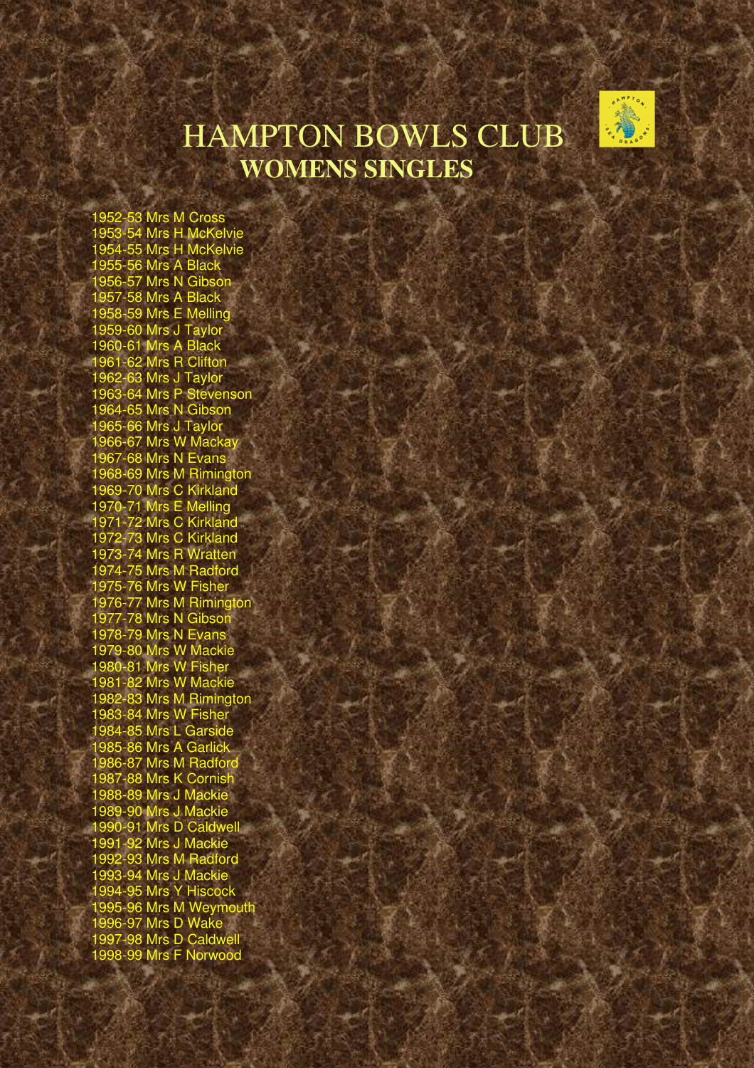# HAMPTON BOWLS CLUB

## WOMENS SINGLES

1952-53 Mrs M Cross
1953-54 Mrs H McKelvie
1954-55 Mrs H McKelvie
1955-56 Mrs A Black
1956-57 Mrs N Gibson
1957-58 Mrs A Black
1958-59 Mrs E Melling
1959-60 Mrs J Taylor
1960-61 Mrs A Black
1961-62 Mrs R Clifton
1962-63 Mrs J Taylor
1963-64 Mrs P Stevenson
1964-65 Mrs N Gibson
1965-66 Mrs J Taylor
1966-67 Mrs W Mackay
1967-68 Mrs N Evans
1968-69 Mrs M Rimington
1969-70 Mrs C Kirkland
1970-71 Mrs E Melling
1971-72 Mrs C Kirkland
1972-73 Mrs C Kirkland
1973-74 Mrs R Wratten
1974-75 Mrs M Radford
1975-76 Mrs W Fisher
1976-77 Mrs M Rimington
1977-78 Mrs N Gibson
1978-79 Mrs N Evans
1979-80 Mrs W Mackie
1980-81 Mrs W Fisher
1981-82 Mrs W Mackie
1982-83 Mrs M Rimington
1983-84 Mrs W Fisher
1984-85 Mrs L Garside
1985-86 Mrs A Garlick
1986-87 Mrs M Radford
1987-88 Mrs K Cornish
1988-89 Mrs J Mackie
1989-90 Mrs J Mackie
1990-91 Mrs D Caldwell
1991-92 Mrs J Mackie
1992-93 Mrs M Radford
1993-94 Mrs J Mackie
1994-95 Mrs Y Hiscock
1995-96 Mrs M Weymouth
1996-97 Mrs D Wake
1997-98 Mrs D Caldwell
1998-99 Mrs F Norwood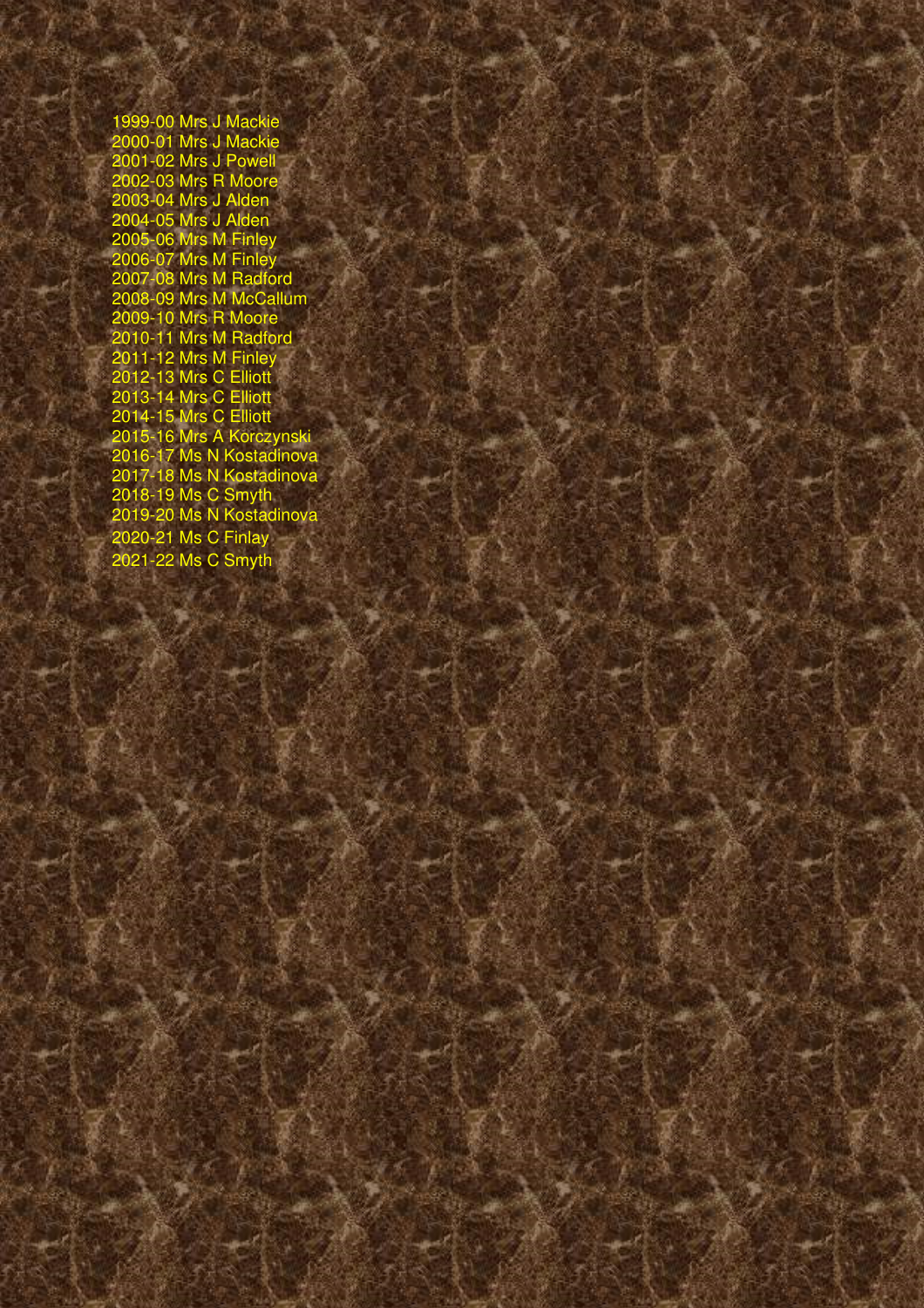1999-00 Mrs J Mackie
2000-01 Mrs J Mackie
2001-02 Mrs J Powell
2002-03 Mrs R Moore
2003-04 Mrs J Alden
2004-05 Mrs J Alden
2005-06 Mrs M Finley
2006-07 Mrs M Finley
2007-08 Mrs M Radford
2008-09 Mrs M McCallum
2009-10 Mrs R Moore
2010-11 Mrs M Radford
2011-12 Mrs M Finley
2012-13 Mrs C Elliott
2013-14 Mrs C Elliott
2014-15 Mrs C Elliott
2015-16 Mrs A Korczynski
2016-17 Ms N Kostadinova
2017-18 Ms N Kostadinova
2018-19 Ms C Smyth
2019-20 Ms N Kostadinova
2020-21 Ms C Finlay
2021-22 Ms C Smyth